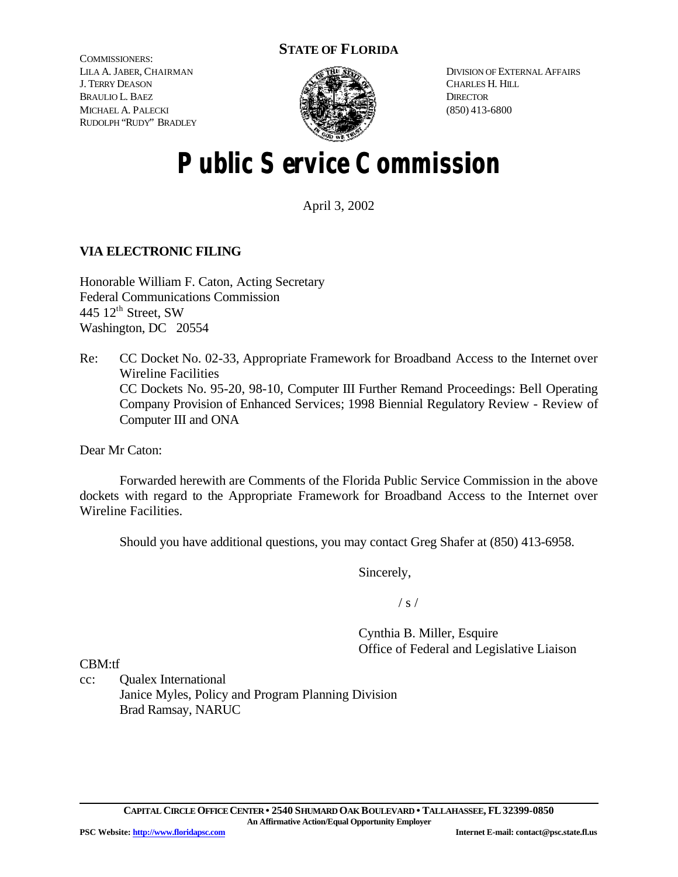**STATE OF FLORIDA**

COMMISSIONERS:
LILA A. JABER, CHAIRMAN
J. TERRY DEASON
BRAULIO L. BAEZ
MICHAEL A. PALECKI
RUDOLPH "RUDY" BRADLEY

DIVISION OF EXTERNAL AFFAIRS
CHARLES H. HILL
DIRECTOR
(850) 413-6800

# Public Service Commission

April 3, 2002

**VIA ELECTRONIC FILING**

Honorable William F. Caton, Acting Secretary
Federal Communications Commission
445 12th Street, SW
Washington, DC 20554

Re: CC Docket No. 02-33, Appropriate Framework for Broadband Access to the Internet over Wireline Facilities
CC Dockets No. 95-20, 98-10, Computer III Further Remand Proceedings: Bell Operating Company Provision of Enhanced Services; 1998 Biennial Regulatory Review - Review of Computer III and ONA

Dear Mr Caton:

Forwarded herewith are Comments of the Florida Public Service Commission in the above dockets with regard to the Appropriate Framework for Broadband Access to the Internet over Wireline Facilities.

Should you have additional questions, you may contact Greg Shafer at (850) 413-6958.

Sincerely,

/ s /

Cynthia B. Miller, Esquire
Office of Federal and Legislative Liaison

CBM:tf

cc: Qualex International
Janice Myles, Policy and Program Planning Division
Brad Ramsay, NARUC

CAPITAL CIRCLE OFFICE CENTER • 2540 SHUMARD OAK BOULEVARD • TALLAHASSEE, FL 32399-0850
An Affirmative Action/Equal Opportunity Employer
PSC Website: http://www.floridapsc.com Internet E-mail: contact@psc.state.fl.us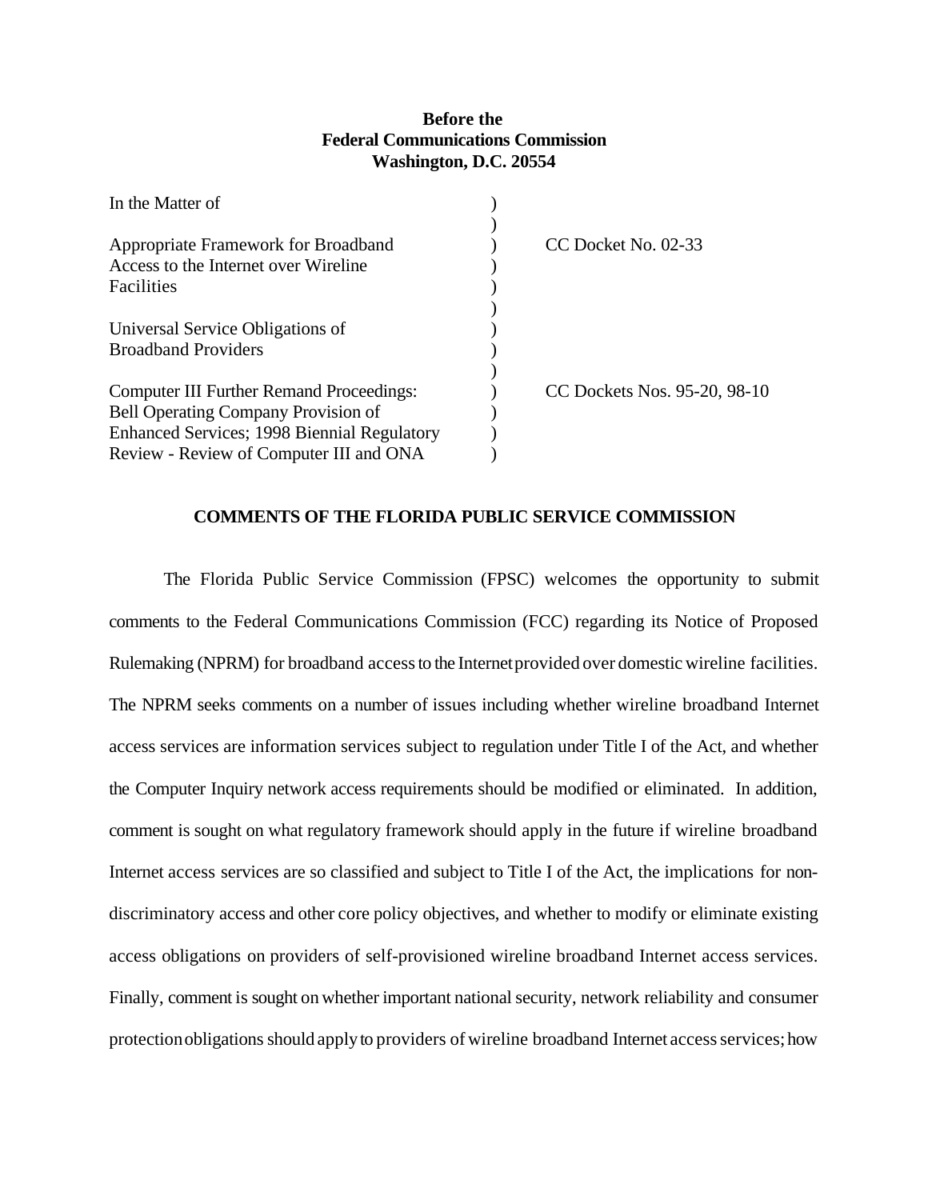**Before the**
**Federal Communications Commission**
**Washington, D.C. 20554**

| In the Matter of | ) | |
|---|---|---|
| | ) | |
| Appropriate Framework for Broadband Access to the Internet over Wireline Facilities | ) | CC Docket No. 02-33 |
| | ) | |
| Universal Service Obligations of Broadband Providers | ) | |
| | ) | |
| Computer III Further Remand Proceedings: Bell Operating Company Provision of Enhanced Services; 1998 Biennial Regulatory Review - Review of Computer III and ONA | ) | CC Dockets Nos. 95-20, 98-10 |

## COMMENTS OF THE FLORIDA PUBLIC SERVICE COMMISSION

The Florida Public Service Commission (FPSC) welcomes the opportunity to submit comments to the Federal Communications Commission (FCC) regarding its Notice of Proposed Rulemaking (NPRM) for broadband access to the Internet provided over domestic wireline facilities. The NPRM seeks comments on a number of issues including whether wireline broadband Internet access services are information services subject to regulation under Title I of the Act, and whether the Computer Inquiry network access requirements should be modified or eliminated. In addition, comment is sought on what regulatory framework should apply in the future if wireline broadband Internet access services are so classified and subject to Title I of the Act, the implications for non-discriminatory access and other core policy objectives, and whether to modify or eliminate existing access obligations on providers of self-provisioned wireline broadband Internet access services. Finally, comment is sought on whether important national security, network reliability and consumer protection obligations should apply to providers of wireline broadband Internet access services; how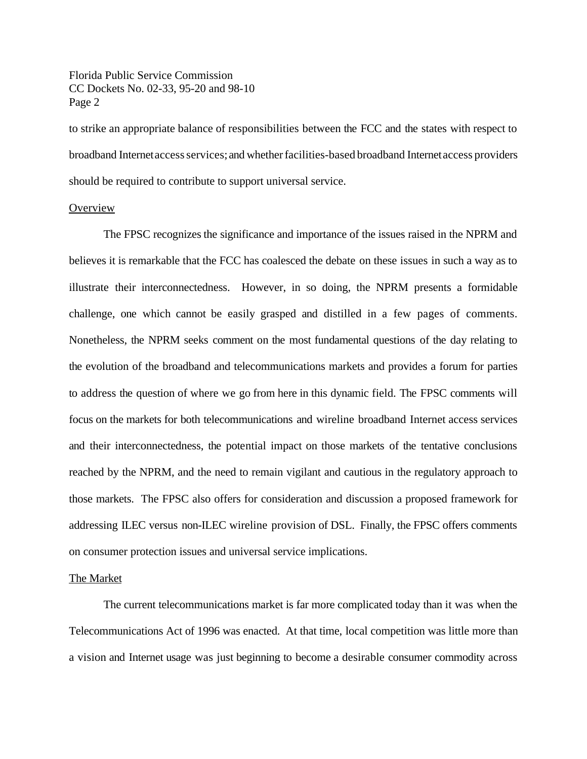to strike an appropriate balance of responsibilities between the FCC and the states with respect to broadband Internet access services; and whether facilities-based broadband Internet access providers should be required to contribute to support universal service.

<u>Overview</u>

The FPSC recognizes the significance and importance of the issues raised in the NPRM and believes it is remarkable that the FCC has coalesced the debate on these issues in such a way as to illustrate their interconnectedness. However, in so doing, the NPRM presents a formidable challenge, one which cannot be easily grasped and distilled in a few pages of comments. Nonetheless, the NPRM seeks comment on the most fundamental questions of the day relating to the evolution of the broadband and telecommunications markets and provides a forum for parties to address the question of where we go from here in this dynamic field. The FPSC comments will focus on the markets for both telecommunications and wireline broadband Internet access services and their interconnectedness, the potential impact on those markets of the tentative conclusions reached by the NPRM, and the need to remain vigilant and cautious in the regulatory approach to those markets. The FPSC also offers for consideration and discussion a proposed framework for addressing ILEC versus non-ILEC wireline provision of DSL. Finally, the FPSC offers comments on consumer protection issues and universal service implications.

<u>The Market</u>

The current telecommunications market is far more complicated today than it was when the Telecommunications Act of 1996 was enacted. At that time, local competition was little more than a vision and Internet usage was just beginning to become a desirable consumer commodity across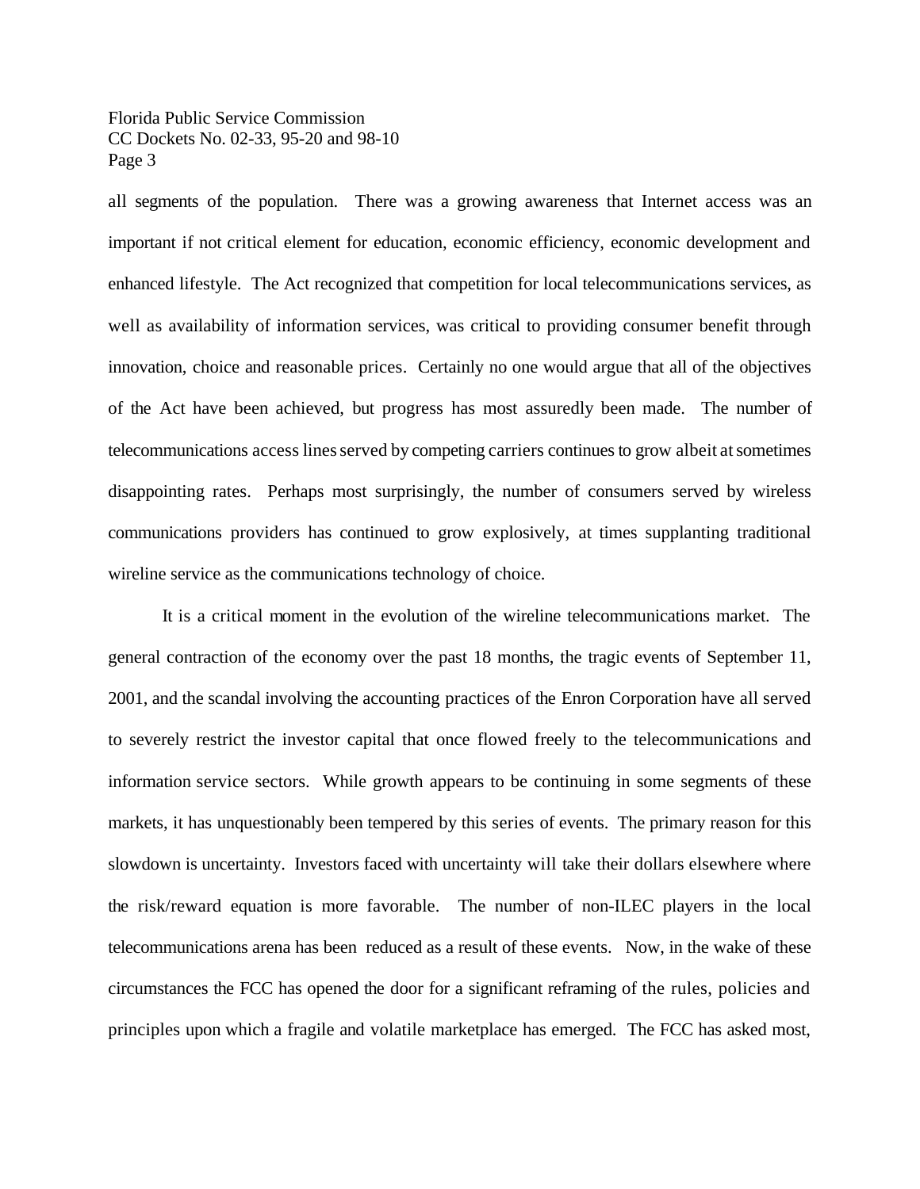all segments of the population. There was a growing awareness that Internet access was an important if not critical element for education, economic efficiency, economic development and enhanced lifestyle. The Act recognized that competition for local telecommunications services, as well as availability of information services, was critical to providing consumer benefit through innovation, choice and reasonable prices. Certainly no one would argue that all of the objectives of the Act have been achieved, but progress has most assuredly been made. The number of telecommunications access lines served by competing carriers continues to grow albeit at sometimes disappointing rates. Perhaps most surprisingly, the number of consumers served by wireless communications providers has continued to grow explosively, at times supplanting traditional wireline service as the communications technology of choice.

It is a critical moment in the evolution of the wireline telecommunications market. The general contraction of the economy over the past 18 months, the tragic events of September 11, 2001, and the scandal involving the accounting practices of the Enron Corporation have all served to severely restrict the investor capital that once flowed freely to the telecommunications and information service sectors. While growth appears to be continuing in some segments of these markets, it has unquestionably been tempered by this series of events. The primary reason for this slowdown is uncertainty. Investors faced with uncertainty will take their dollars elsewhere where the risk/reward equation is more favorable. The number of non-ILEC players in the local telecommunications arena has been reduced as a result of these events. Now, in the wake of these circumstances the FCC has opened the door for a significant reframing of the rules, policies and principles upon which a fragile and volatile marketplace has emerged. The FCC has asked most,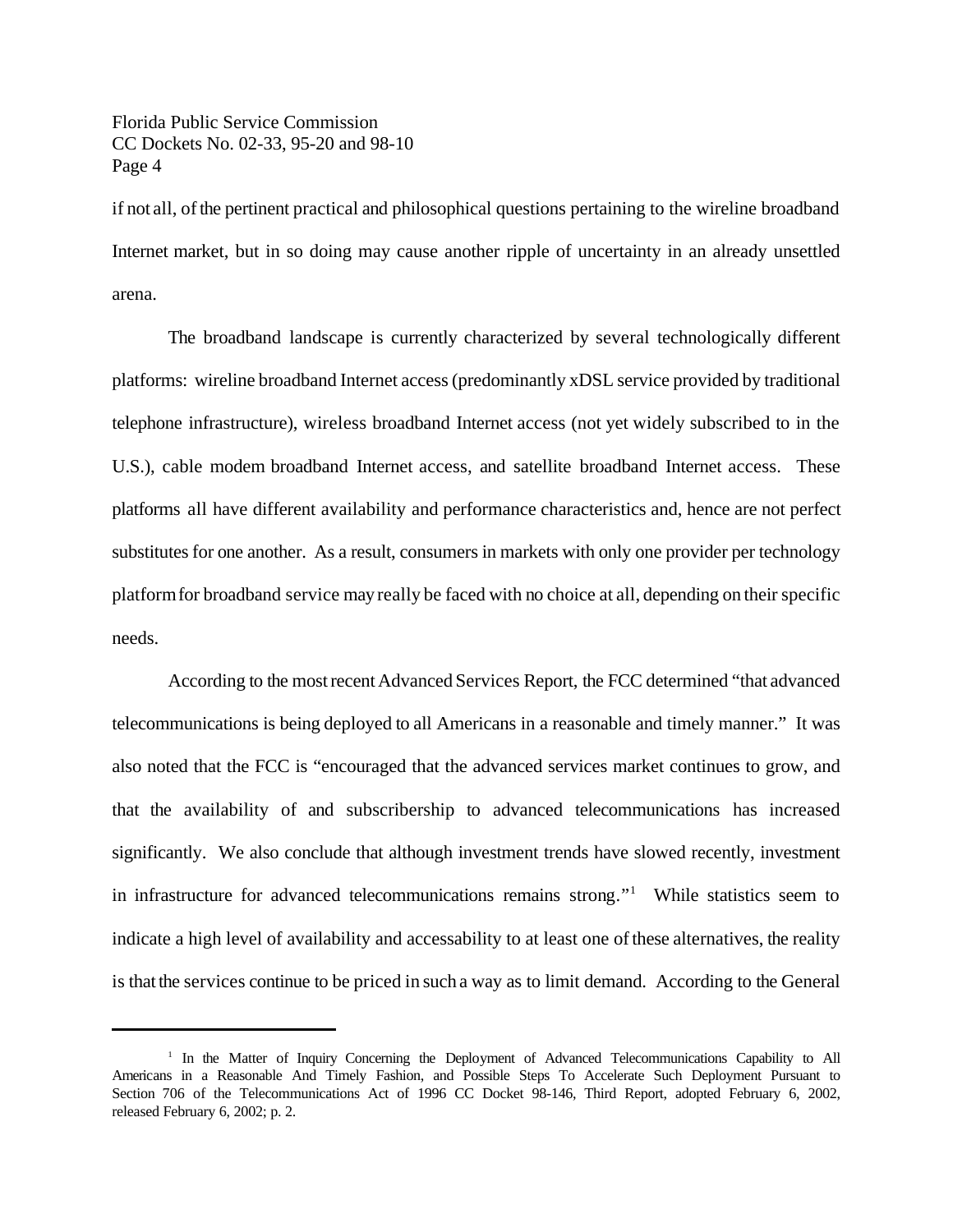if not all, of the pertinent practical and philosophical questions pertaining to the wireline broadband Internet market, but in so doing may cause another ripple of uncertainty in an already unsettled arena.

The broadband landscape is currently characterized by several technologically different platforms: wireline broadband Internet access (predominantly xDSL service provided by traditional telephone infrastructure), wireless broadband Internet access (not yet widely subscribed to in the U.S.), cable modem broadband Internet access, and satellite broadband Internet access. These platforms all have different availability and performance characteristics and, hence are not perfect substitutes for one another. As a result, consumers in markets with only one provider per technology platform for broadband service may really be faced with no choice at all, depending on their specific needs.

According to the most recent Advanced Services Report, the FCC determined "that advanced telecommunications is being deployed to all Americans in a reasonable and timely manner." It was also noted that the FCC is "encouraged that the advanced services market continues to grow, and that the availability of and subscribership to advanced telecommunications has increased significantly. We also conclude that although investment trends have slowed recently, investment in infrastructure for advanced telecommunications remains strong."[1] While statistics seem to indicate a high level of availability and accessability to at least one of these alternatives, the reality is that the services continue to be priced in such a way as to limit demand. According to the General

---

[1] In the Matter of Inquiry Concerning the Deployment of Advanced Telecommunications Capability to All Americans in a Reasonable And Timely Fashion, and Possible Steps To Accelerate Such Deployment Pursuant to Section 706 of the Telecommunications Act of 1996 CC Docket 98-146, Third Report, adopted February 6, 2002, released February 6, 2002; p. 2.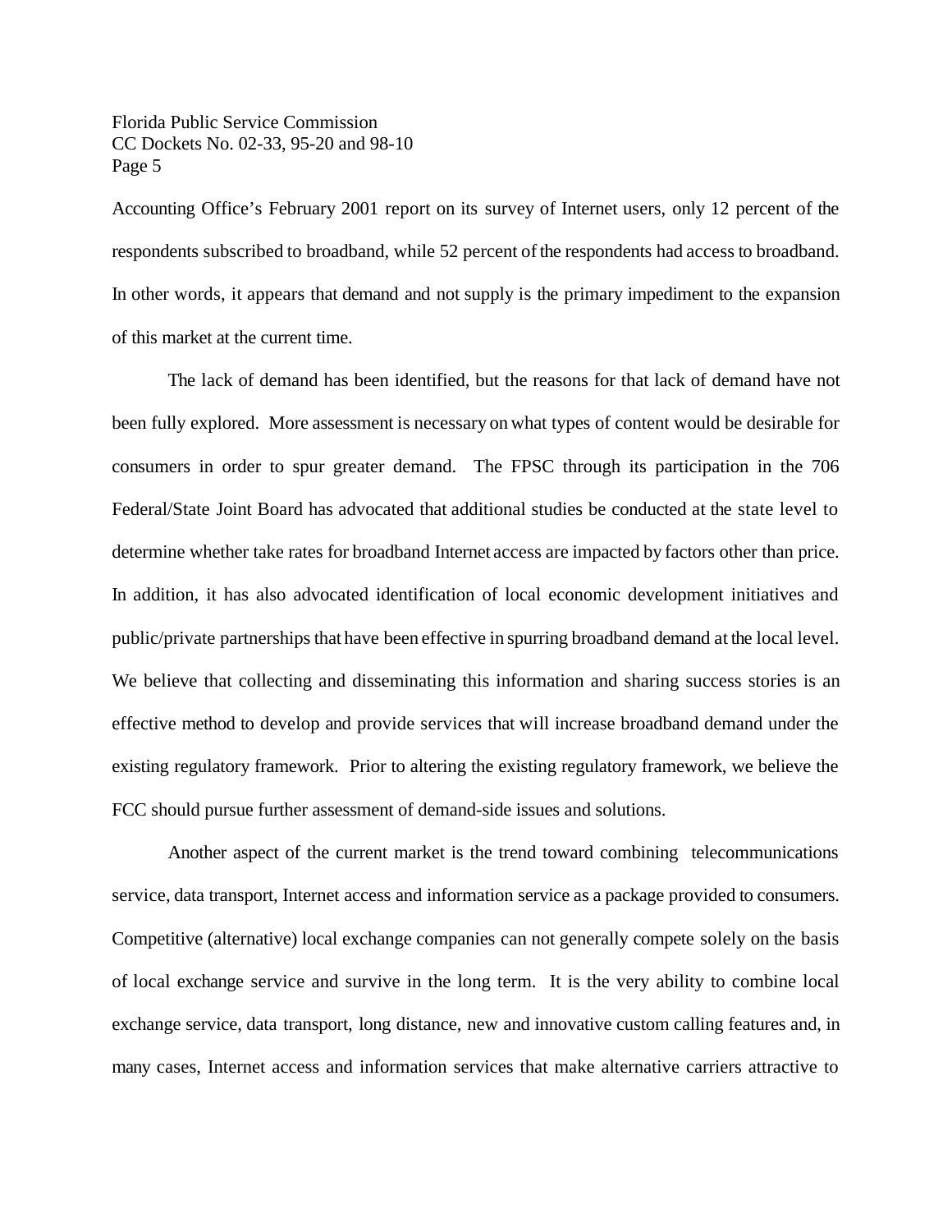Accounting Office's February 2001 report on its survey of Internet users, only 12 percent of the respondents subscribed to broadband, while 52 percent of the respondents had access to broadband. In other words, it appears that demand and not supply is the primary impediment to the expansion of this market at the current time.

The lack of demand has been identified, but the reasons for that lack of demand have not been fully explored. More assessment is necessary on what types of content would be desirable for consumers in order to spur greater demand. The FPSC through its participation in the 706 Federal/State Joint Board has advocated that additional studies be conducted at the state level to determine whether take rates for broadband Internet access are impacted by factors other than price. In addition, it has also advocated identification of local economic development initiatives and public/private partnerships that have been effective in spurring broadband demand at the local level. We believe that collecting and disseminating this information and sharing success stories is an effective method to develop and provide services that will increase broadband demand under the existing regulatory framework. Prior to altering the existing regulatory framework, we believe the FCC should pursue further assessment of demand-side issues and solutions.

Another aspect of the current market is the trend toward combining telecommunications service, data transport, Internet access and information service as a package provided to consumers. Competitive (alternative) local exchange companies can not generally compete solely on the basis of local exchange service and survive in the long term. It is the very ability to combine local exchange service, data transport, long distance, new and innovative custom calling features and, in many cases, Internet access and information services that make alternative carriers attractive to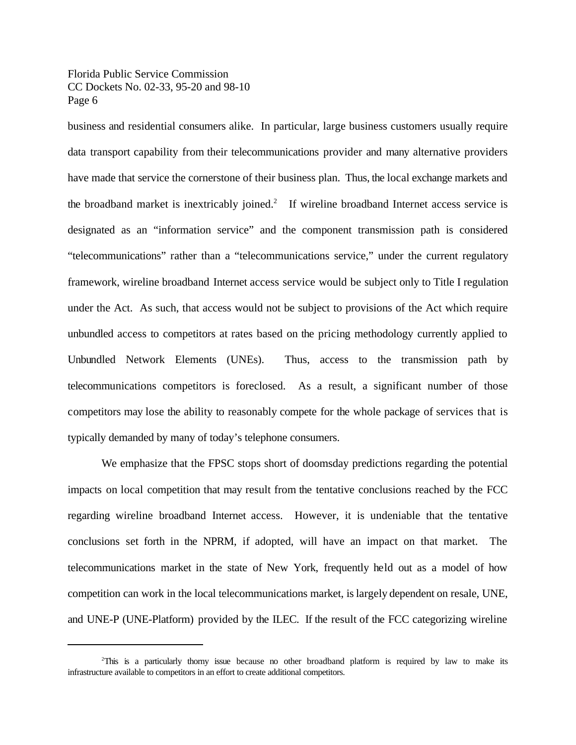business and residential consumers alike. In particular, large business customers usually require data transport capability from their telecommunications provider and many alternative providers have made that service the cornerstone of their business plan. Thus, the local exchange markets and the broadband market is inextricably joined.[2] If wireline broadband Internet access service is designated as an "information service" and the component transmission path is considered "telecommunications" rather than a "telecommunications service," under the current regulatory framework, wireline broadband Internet access service would be subject only to Title I regulation under the Act. As such, that access would not be subject to provisions of the Act which require unbundled access to competitors at rates based on the pricing methodology currently applied to Unbundled Network Elements (UNEs). Thus, access to the transmission path by telecommunications competitors is foreclosed. As a result, a significant number of those competitors may lose the ability to reasonably compete for the whole package of services that is typically demanded by many of today's telephone consumers.

We emphasize that the FPSC stops short of doomsday predictions regarding the potential impacts on local competition that may result from the tentative conclusions reached by the FCC regarding wireline broadband Internet access. However, it is undeniable that the tentative conclusions set forth in the NPRM, if adopted, will have an impact on that market. The telecommunications market in the state of New York, frequently held out as a model of how competition can work in the local telecommunications market, is largely dependent on resale, UNE, and UNE-P (UNE-Platform) provided by the ILEC. If the result of the FCC categorizing wireline

---

[2] This is a particularly thorny issue because no other broadband platform is required by law to make its infrastructure available to competitors in an effort to create additional competitors.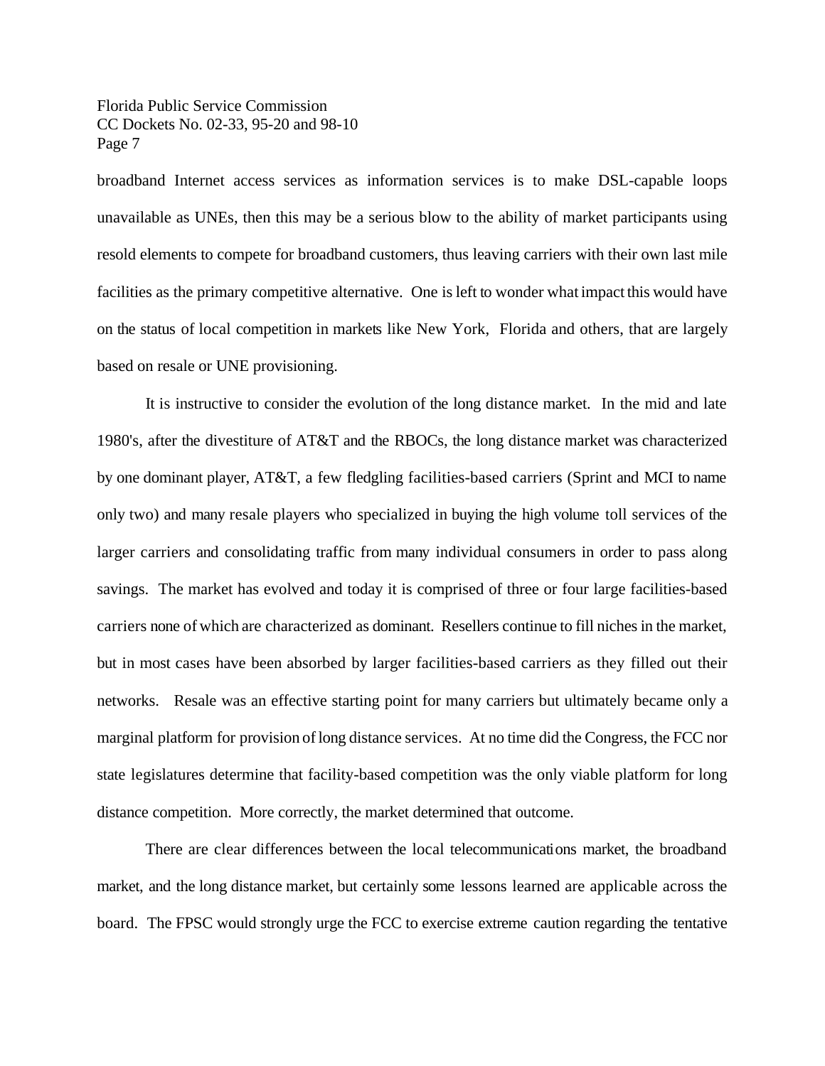broadband Internet access services as information services is to make DSL-capable loops unavailable as UNEs, then this may be a serious blow to the ability of market participants using resold elements to compete for broadband customers, thus leaving carriers with their own last mile facilities as the primary competitive alternative. One is left to wonder what impact this would have on the status of local competition in markets like New York, Florida and others, that are largely based on resale or UNE provisioning.

It is instructive to consider the evolution of the long distance market. In the mid and late 1980's, after the divestiture of AT&T and the RBOCs, the long distance market was characterized by one dominant player, AT&T, a few fledgling facilities-based carriers (Sprint and MCI to name only two) and many resale players who specialized in buying the high volume toll services of the larger carriers and consolidating traffic from many individual consumers in order to pass along savings. The market has evolved and today it is comprised of three or four large facilities-based carriers none of which are characterized as dominant. Resellers continue to fill niches in the market, but in most cases have been absorbed by larger facilities-based carriers as they filled out their networks. Resale was an effective starting point for many carriers but ultimately became only a marginal platform for provision of long distance services. At no time did the Congress, the FCC nor state legislatures determine that facility-based competition was the only viable platform for long distance competition. More correctly, the market determined that outcome.

There are clear differences between the local telecommunications market, the broadband market, and the long distance market, but certainly some lessons learned are applicable across the board. The FPSC would strongly urge the FCC to exercise extreme caution regarding the tentative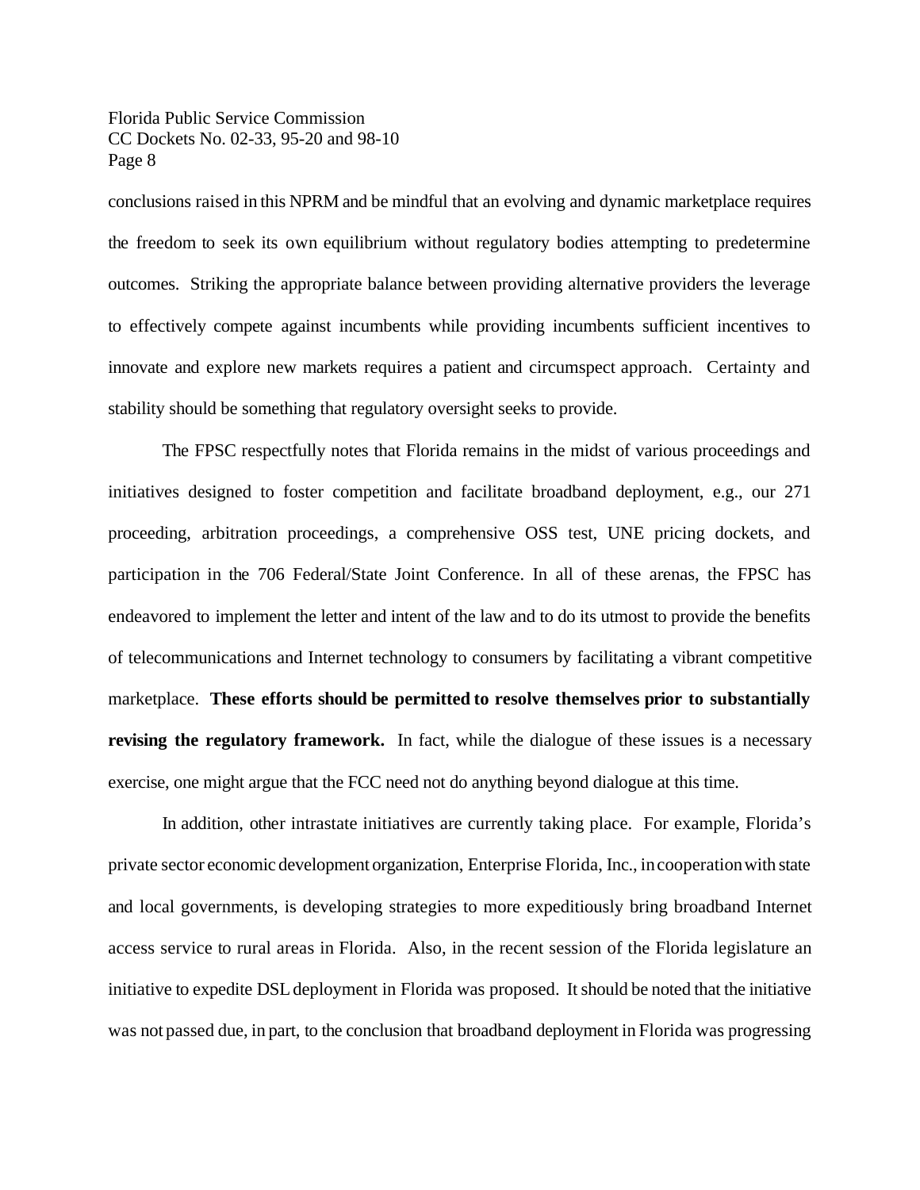conclusions raised in this NPRM and be mindful that an evolving and dynamic marketplace requires the freedom to seek its own equilibrium without regulatory bodies attempting to predetermine outcomes. Striking the appropriate balance between providing alternative providers the leverage to effectively compete against incumbents while providing incumbents sufficient incentives to innovate and explore new markets requires a patient and circumspect approach. Certainty and stability should be something that regulatory oversight seeks to provide.

The FPSC respectfully notes that Florida remains in the midst of various proceedings and initiatives designed to foster competition and facilitate broadband deployment, e.g., our 271 proceeding, arbitration proceedings, a comprehensive OSS test, UNE pricing dockets, and participation in the 706 Federal/State Joint Conference. In all of these arenas, the FPSC has endeavored to implement the letter and intent of the law and to do its utmost to provide the benefits of telecommunications and Internet technology to consumers by facilitating a vibrant competitive marketplace. **These efforts should be permitted to resolve themselves prior to substantially revising the regulatory framework.** In fact, while the dialogue of these issues is a necessary exercise, one might argue that the FCC need not do anything beyond dialogue at this time.

In addition, other intrastate initiatives are currently taking place. For example, Florida's private sector economic development organization, Enterprise Florida, Inc., in cooperation with state and local governments, is developing strategies to more expeditiously bring broadband Internet access service to rural areas in Florida. Also, in the recent session of the Florida legislature an initiative to expedite DSL deployment in Florida was proposed. It should be noted that the initiative was not passed due, in part, to the conclusion that broadband deployment in Florida was progressing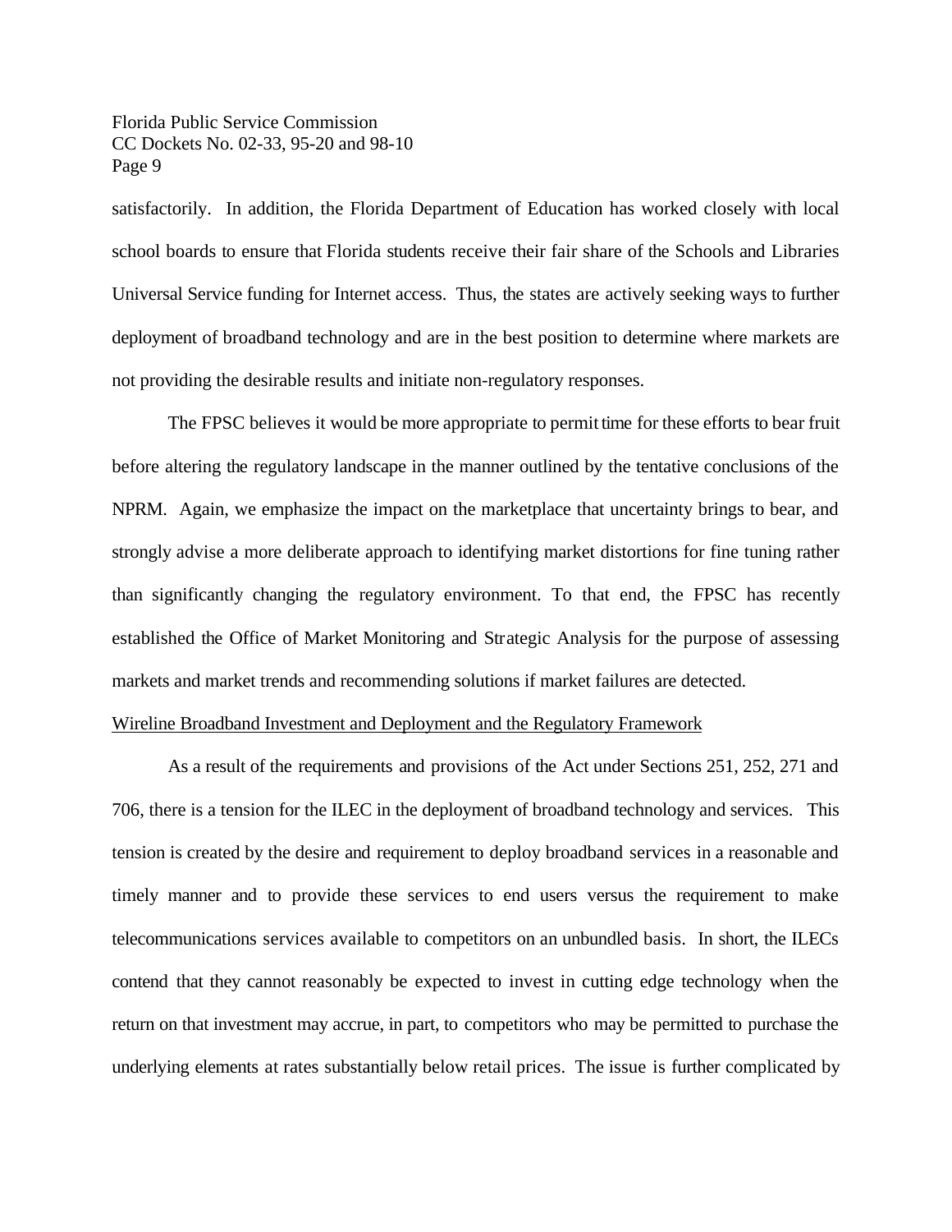satisfactorily. In addition, the Florida Department of Education has worked closely with local school boards to ensure that Florida students receive their fair share of the Schools and Libraries Universal Service funding for Internet access. Thus, the states are actively seeking ways to further deployment of broadband technology and are in the best position to determine where markets are not providing the desirable results and initiate non-regulatory responses.

The FPSC believes it would be more appropriate to permit time for these efforts to bear fruit before altering the regulatory landscape in the manner outlined by the tentative conclusions of the NPRM. Again, we emphasize the impact on the marketplace that uncertainty brings to bear, and strongly advise a more deliberate approach to identifying market distortions for fine tuning rather than significantly changing the regulatory environment. To that end, the FPSC has recently established the Office of Market Monitoring and Strategic Analysis for the purpose of assessing markets and market trends and recommending solutions if market failures are detected.

Wireline Broadband Investment and Deployment and the Regulatory Framework

As a result of the requirements and provisions of the Act under Sections 251, 252, 271 and 706, there is a tension for the ILEC in the deployment of broadband technology and services. This tension is created by the desire and requirement to deploy broadband services in a reasonable and timely manner and to provide these services to end users versus the requirement to make telecommunications services available to competitors on an unbundled basis. In short, the ILECs contend that they cannot reasonably be expected to invest in cutting edge technology when the return on that investment may accrue, in part, to competitors who may be permitted to purchase the underlying elements at rates substantially below retail prices. The issue is further complicated by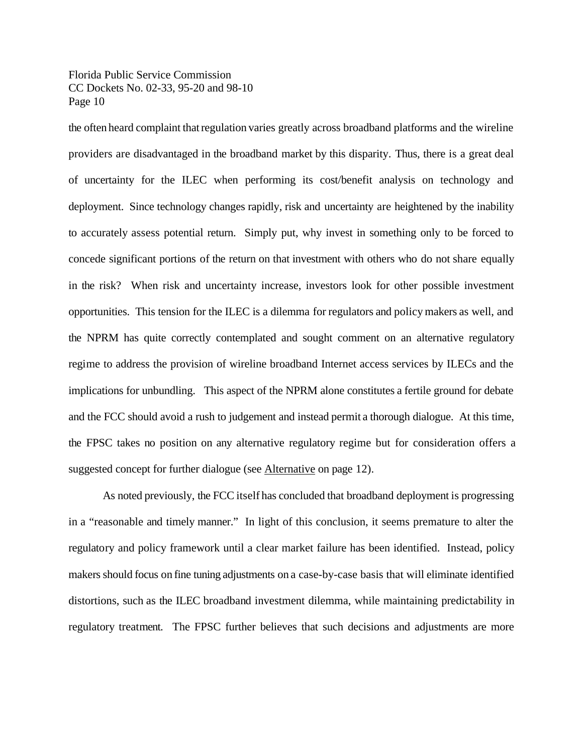the often heard complaint that regulation varies greatly across broadband platforms and the wireline providers are disadvantaged in the broadband market by this disparity. Thus, there is a great deal of uncertainty for the ILEC when performing its cost/benefit analysis on technology and deployment. Since technology changes rapidly, risk and uncertainty are heightened by the inability to accurately assess potential return. Simply put, why invest in something only to be forced to concede significant portions of the return on that investment with others who do not share equally in the risk? When risk and uncertainty increase, investors look for other possible investment opportunities. This tension for the ILEC is a dilemma for regulators and policy makers as well, and the NPRM has quite correctly contemplated and sought comment on an alternative regulatory regime to address the provision of wireline broadband Internet access services by ILECs and the implications for unbundling. This aspect of the NPRM alone constitutes a fertile ground for debate and the FCC should avoid a rush to judgement and instead permit a thorough dialogue. At this time, the FPSC takes no position on any alternative regulatory regime but for consideration offers a suggested concept for further dialogue (see <u>Alternative</u> on page 12).

As noted previously, the FCC itself has concluded that broadband deployment is progressing in a "reasonable and timely manner." In light of this conclusion, it seems premature to alter the regulatory and policy framework until a clear market failure has been identified. Instead, policy makers should focus on fine tuning adjustments on a case-by-case basis that will eliminate identified distortions, such as the ILEC broadband investment dilemma, while maintaining predictability in regulatory treatment. The FPSC further believes that such decisions and adjustments are more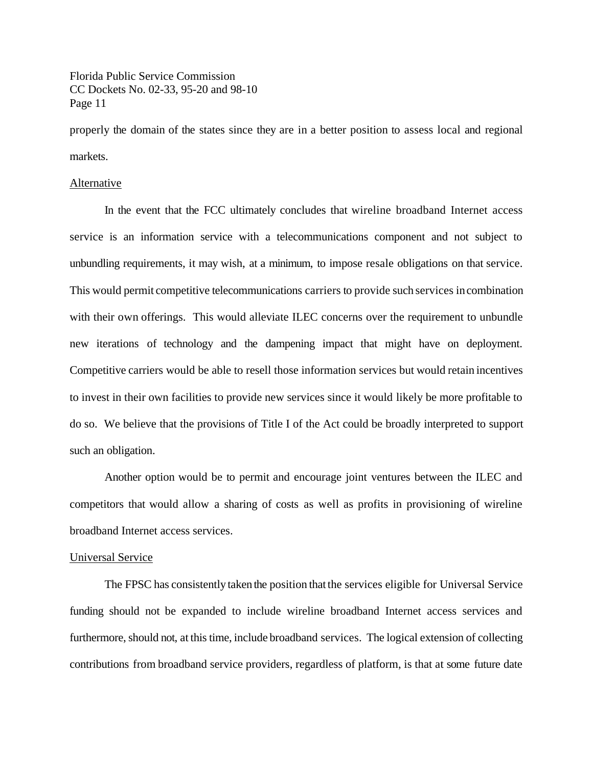properly the domain of the states since they are in a better position to assess local and regional markets.

<u>Alternative</u>

In the event that the FCC ultimately concludes that wireline broadband Internet access service is an information service with a telecommunications component and not subject to unbundling requirements, it may wish, at a minimum, to impose resale obligations on that service. This would permit competitive telecommunications carriers to provide such services in combination with their own offerings. This would alleviate ILEC concerns over the requirement to unbundle new iterations of technology and the dampening impact that might have on deployment. Competitive carriers would be able to resell those information services but would retain incentives to invest in their own facilities to provide new services since it would likely be more profitable to do so. We believe that the provisions of Title I of the Act could be broadly interpreted to support such an obligation.

Another option would be to permit and encourage joint ventures between the ILEC and competitors that would allow a sharing of costs as well as profits in provisioning of wireline broadband Internet access services.

<u>Universal Service</u>

The FPSC has consistently taken the position that the services eligible for Universal Service funding should not be expanded to include wireline broadband Internet access services and furthermore, should not, at this time, include broadband services. The logical extension of collecting contributions from broadband service providers, regardless of platform, is that at some future date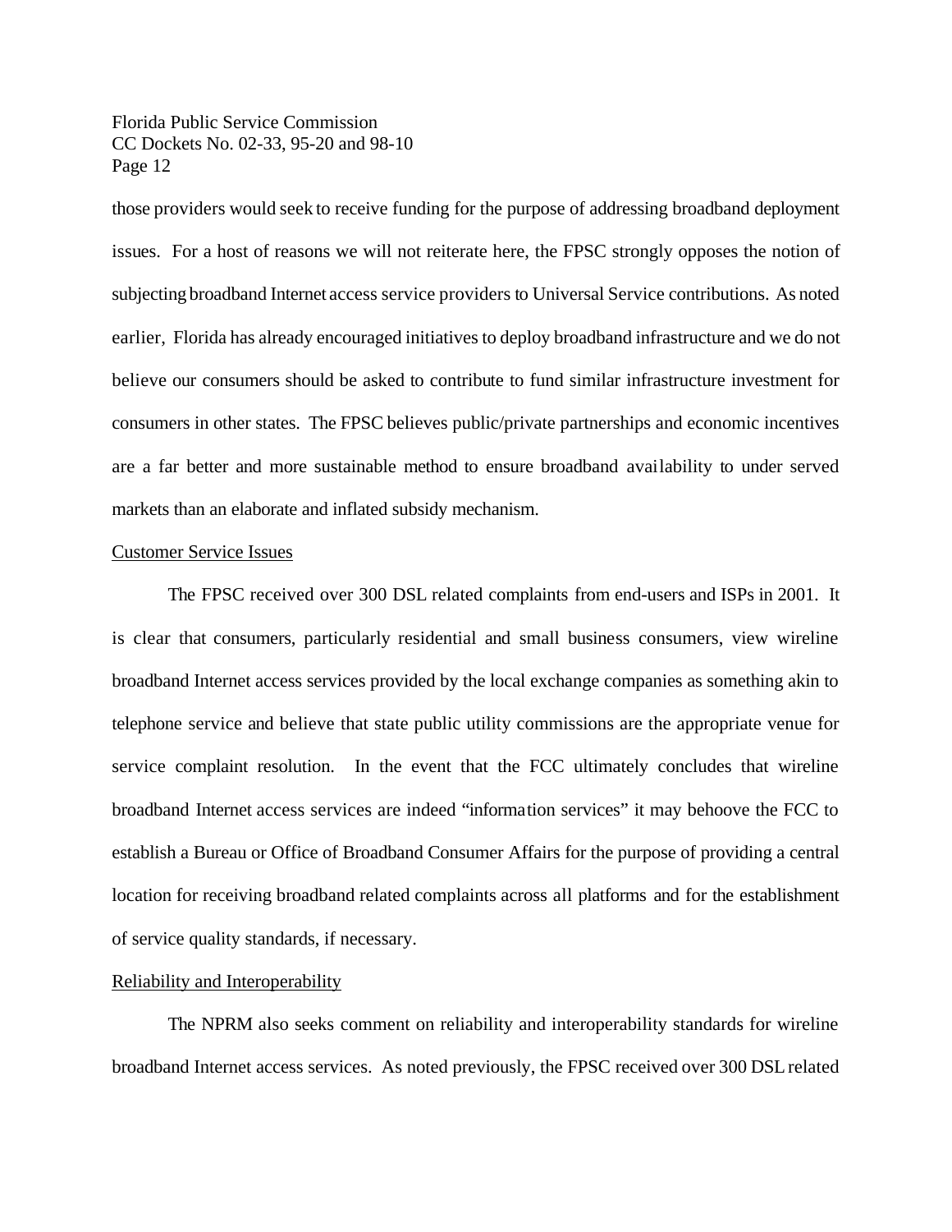those providers would seek to receive funding for the purpose of addressing broadband deployment issues. For a host of reasons we will not reiterate here, the FPSC strongly opposes the notion of subjecting broadband Internet access service providers to Universal Service contributions. As noted earlier, Florida has already encouraged initiatives to deploy broadband infrastructure and we do not believe our consumers should be asked to contribute to fund similar infrastructure investment for consumers in other states. The FPSC believes public/private partnerships and economic incentives are a far better and more sustainable method to ensure broadband availability to under served markets than an elaborate and inflated subsidy mechanism.

<u>Customer Service Issues</u>

The FPSC received over 300 DSL related complaints from end-users and ISPs in 2001. It is clear that consumers, particularly residential and small business consumers, view wireline broadband Internet access services provided by the local exchange companies as something akin to telephone service and believe that state public utility commissions are the appropriate venue for service complaint resolution. In the event that the FCC ultimately concludes that wireline broadband Internet access services are indeed "information services" it may behoove the FCC to establish a Bureau or Office of Broadband Consumer Affairs for the purpose of providing a central location for receiving broadband related complaints across all platforms and for the establishment of service quality standards, if necessary.

<u>Reliability and Interoperability</u>

The NPRM also seeks comment on reliability and interoperability standards for wireline broadband Internet access services. As noted previously, the FPSC received over 300 DSL related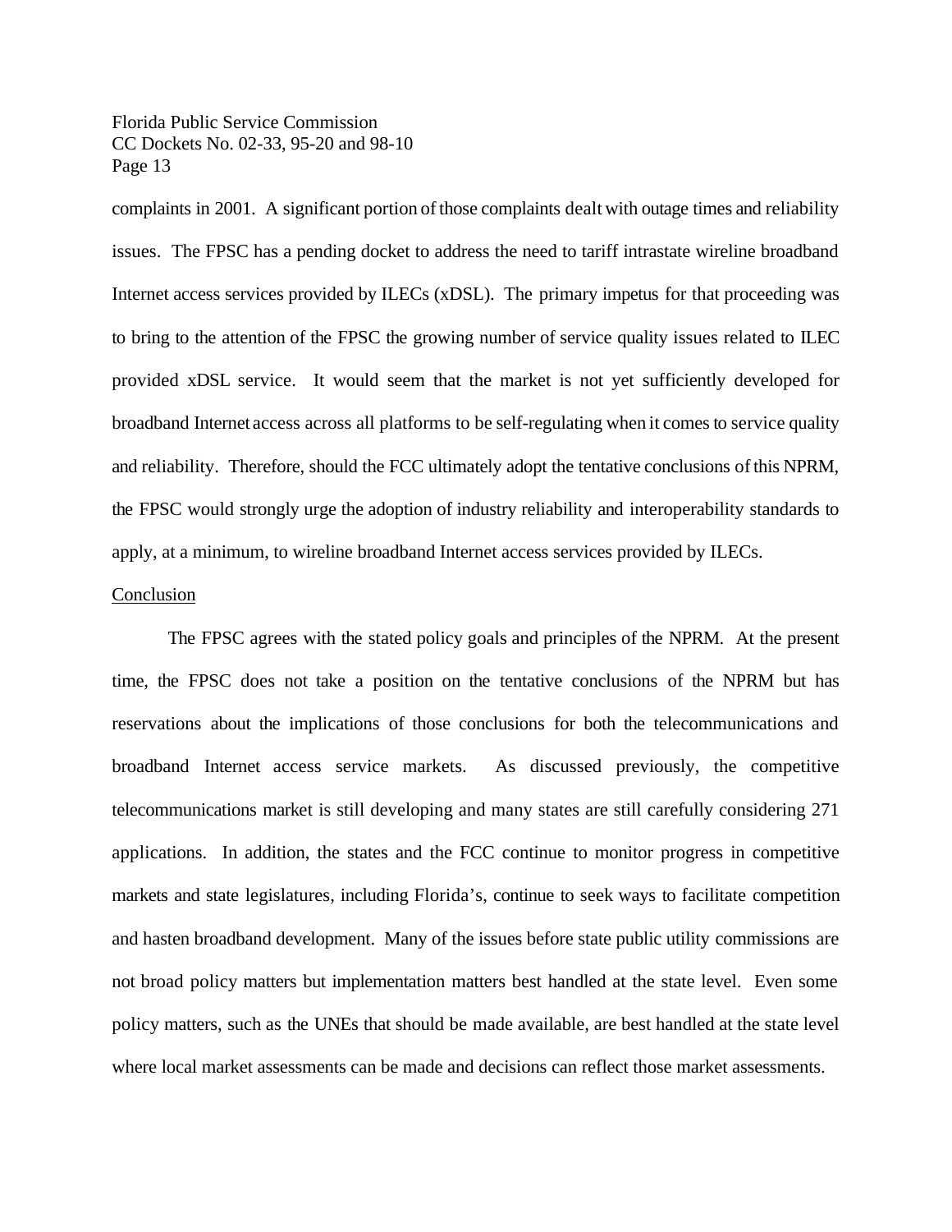complaints in 2001. A significant portion of those complaints dealt with outage times and reliability issues. The FPSC has a pending docket to address the need to tariff intrastate wireline broadband Internet access services provided by ILECs (xDSL). The primary impetus for that proceeding was to bring to the attention of the FPSC the growing number of service quality issues related to ILEC provided xDSL service. It would seem that the market is not yet sufficiently developed for broadband Internet access across all platforms to be self-regulating when it comes to service quality and reliability. Therefore, should the FCC ultimately adopt the tentative conclusions of this NPRM, the FPSC would strongly urge the adoption of industry reliability and interoperability standards to apply, at a minimum, to wireline broadband Internet access services provided by ILECs.

## Conclusion

The FPSC agrees with the stated policy goals and principles of the NPRM. At the present time, the FPSC does not take a position on the tentative conclusions of the NPRM but has reservations about the implications of those conclusions for both the telecommunications and broadband Internet access service markets. As discussed previously, the competitive telecommunications market is still developing and many states are still carefully considering 271 applications. In addition, the states and the FCC continue to monitor progress in competitive markets and state legislatures, including Florida's, continue to seek ways to facilitate competition and hasten broadband development. Many of the issues before state public utility commissions are not broad policy matters but implementation matters best handled at the state level. Even some policy matters, such as the UNEs that should be made available, are best handled at the state level where local market assessments can be made and decisions can reflect those market assessments.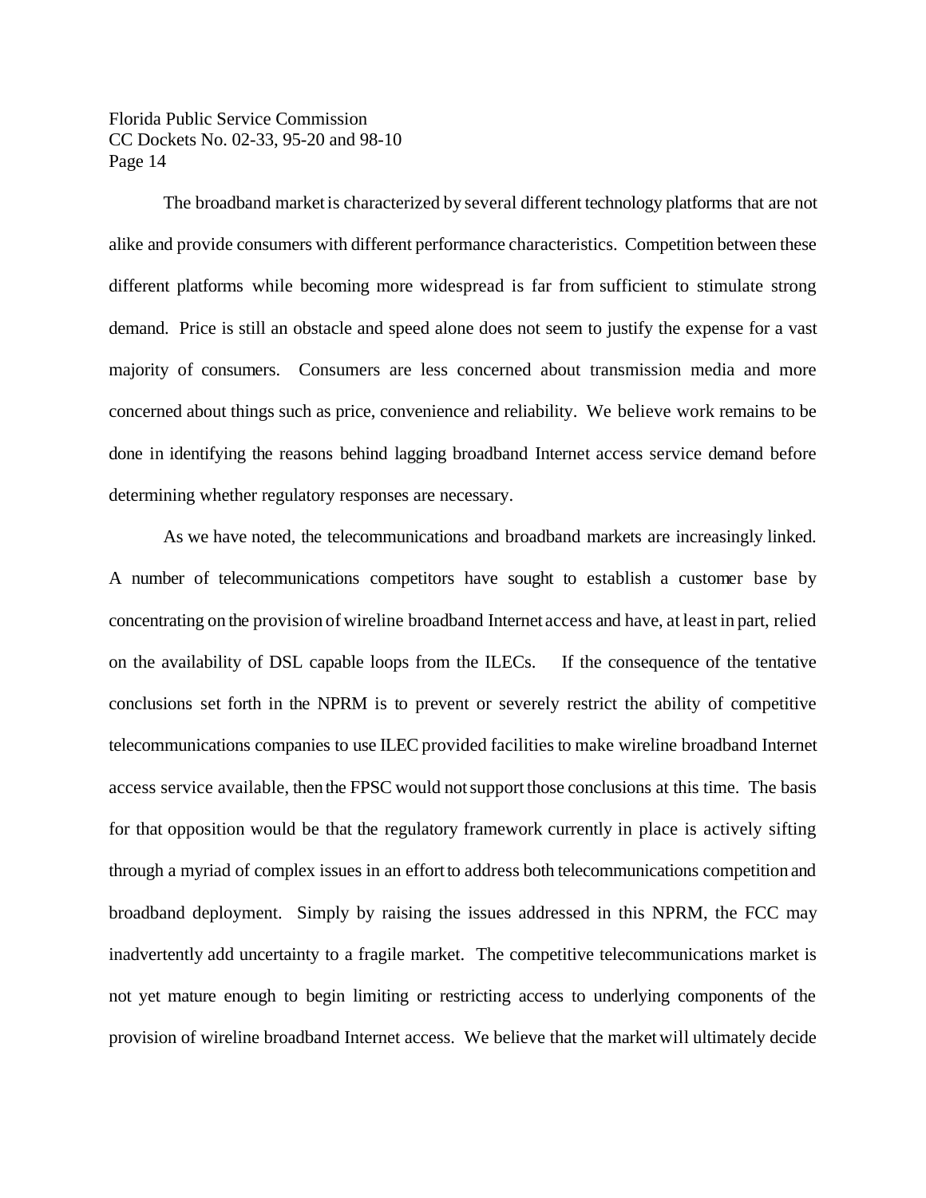The broadband market is characterized by several different technology platforms that are not alike and provide consumers with different performance characteristics. Competition between these different platforms while becoming more widespread is far from sufficient to stimulate strong demand. Price is still an obstacle and speed alone does not seem to justify the expense for a vast majority of consumers. Consumers are less concerned about transmission media and more concerned about things such as price, convenience and reliability. We believe work remains to be done in identifying the reasons behind lagging broadband Internet access service demand before determining whether regulatory responses are necessary.

As we have noted, the telecommunications and broadband markets are increasingly linked. A number of telecommunications competitors have sought to establish a customer base by concentrating on the provision of wireline broadband Internet access and have, at least in part, relied on the availability of DSL capable loops from the ILECs. If the consequence of the tentative conclusions set forth in the NPRM is to prevent or severely restrict the ability of competitive telecommunications companies to use ILEC provided facilities to make wireline broadband Internet access service available, then the FPSC would not support those conclusions at this time. The basis for that opposition would be that the regulatory framework currently in place is actively sifting through a myriad of complex issues in an effort to address both telecommunications competition and broadband deployment. Simply by raising the issues addressed in this NPRM, the FCC may inadvertently add uncertainty to a fragile market. The competitive telecommunications market is not yet mature enough to begin limiting or restricting access to underlying components of the provision of wireline broadband Internet access. We believe that the market will ultimately decide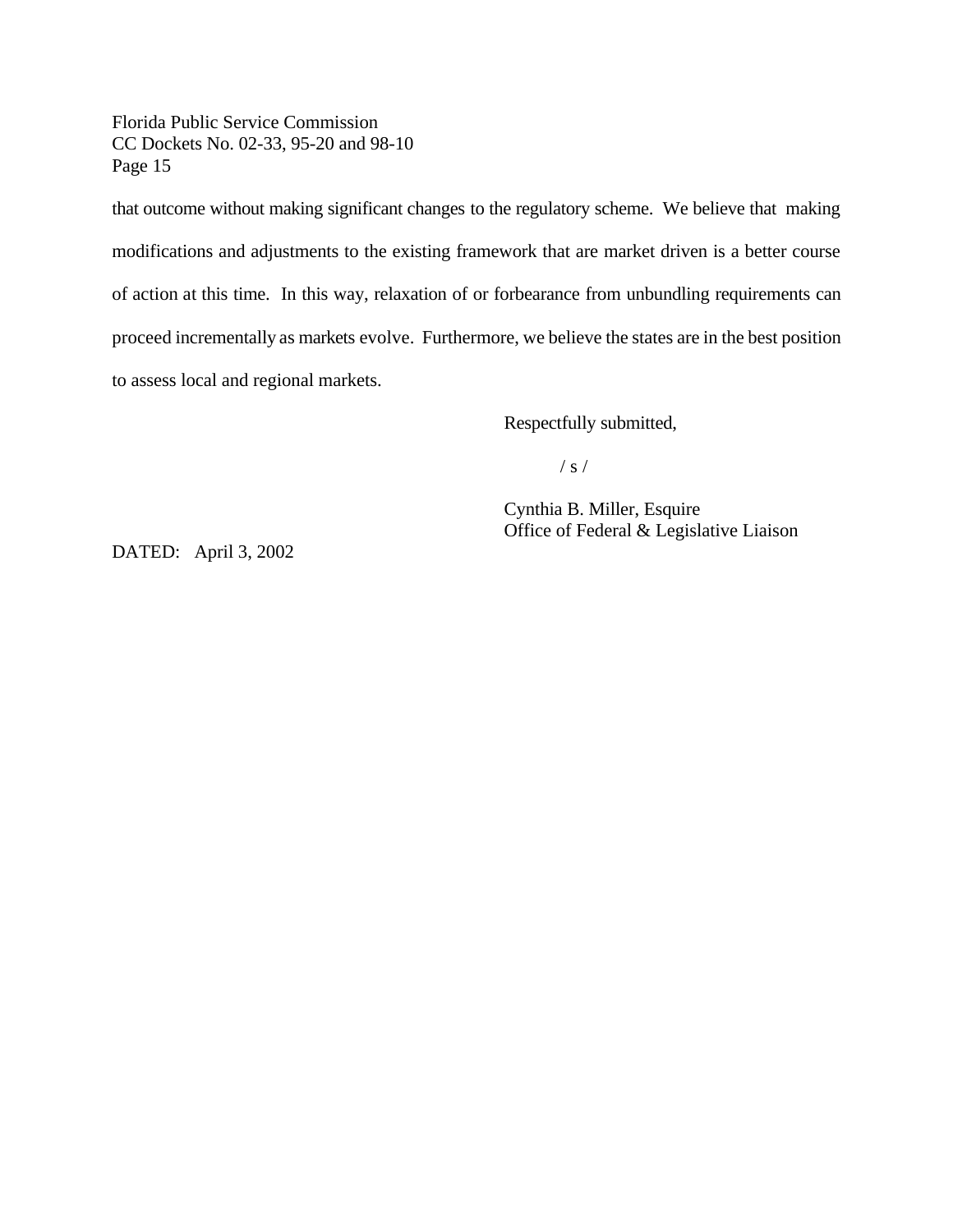that outcome without making significant changes to the regulatory scheme. We believe that making modifications and adjustments to the existing framework that are market driven is a better course of action at this time. In this way, relaxation of or forbearance from unbundling requirements can proceed incrementally as markets evolve. Furthermore, we believe the states are in the best position to assess local and regional markets.

Respectfully submitted,

/ s /

Cynthia B. Miller, Esquire
Office of Federal & Legislative Liaison

DATED: April 3, 2002